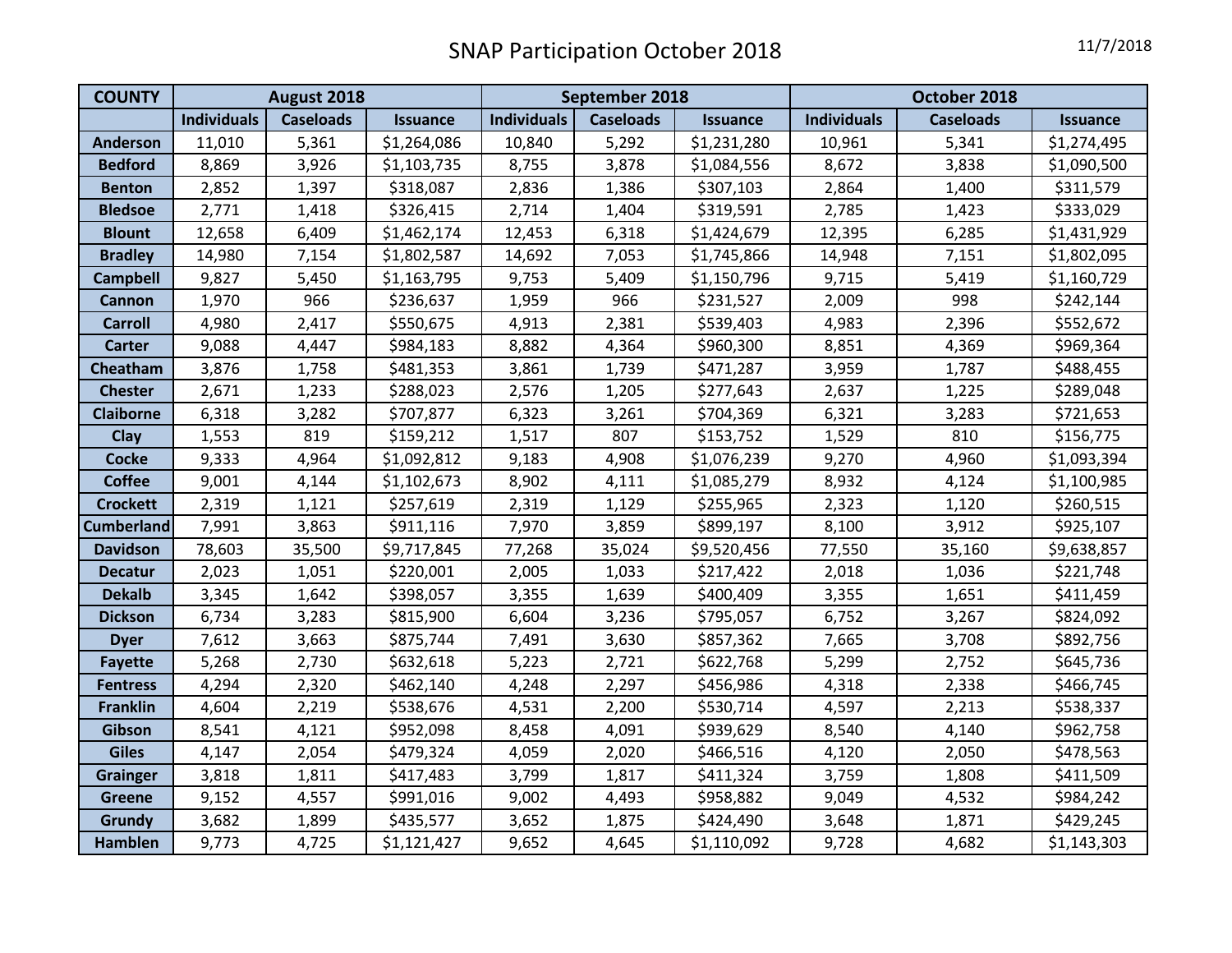# SNAP Participation October 2018

11/7/2018

| COUNTY | August 2018 | | | September 2018 | | | October 2018 | | |
|---|---|---|---|---|---|---|---|---|---|
| | Individuals | Caseloads | Issuance | Individuals | Caseloads | Issuance | Individuals | Caseloads | Issuance |
| Anderson | 11,010 | 5,361 | $1,264,086 | 10,840 | 5,292 | $1,231,280 | 10,961 | 5,341 | $1,274,495 |
| Bedford | 8,869 | 3,926 | $1,103,735 | 8,755 | 3,878 | $1,084,556 | 8,672 | 3,838 | $1,090,500 |
| Benton | 2,852 | 1,397 | $318,087 | 2,836 | 1,386 | $307,103 | 2,864 | 1,400 | $311,579 |
| Bledsoe | 2,771 | 1,418 | $326,415 | 2,714 | 1,404 | $319,591 | 2,785 | 1,423 | $333,029 |
| Blount | 12,658 | 6,409 | $1,462,174 | 12,453 | 6,318 | $1,424,679 | 12,395 | 6,285 | $1,431,929 |
| Bradley | 14,980 | 7,154 | $1,802,587 | 14,692 | 7,053 | $1,745,866 | 14,948 | 7,151 | $1,802,095 |
| Campbell | 9,827 | 5,450 | $1,163,795 | 9,753 | 5,409 | $1,150,796 | 9,715 | 5,419 | $1,160,729 |
| Cannon | 1,970 | 966 | $236,637 | 1,959 | 966 | $231,527 | 2,009 | 998 | $242,144 |
| Carroll | 4,980 | 2,417 | $550,675 | 4,913 | 2,381 | $539,403 | 4,983 | 2,396 | $552,672 |
| Carter | 9,088 | 4,447 | $984,183 | 8,882 | 4,364 | $960,300 | 8,851 | 4,369 | $969,364 |
| Cheatham | 3,876 | 1,758 | $481,353 | 3,861 | 1,739 | $471,287 | 3,959 | 1,787 | $488,455 |
| Chester | 2,671 | 1,233 | $288,023 | 2,576 | 1,205 | $277,643 | 2,637 | 1,225 | $289,048 |
| Claiborne | 6,318 | 3,282 | $707,877 | 6,323 | 3,261 | $704,369 | 6,321 | 3,283 | $721,653 |
| Clay | 1,553 | 819 | $159,212 | 1,517 | 807 | $153,752 | 1,529 | 810 | $156,775 |
| Cocke | 9,333 | 4,964 | $1,092,812 | 9,183 | 4,908 | $1,076,239 | 9,270 | 4,960 | $1,093,394 |
| Coffee | 9,001 | 4,144 | $1,102,673 | 8,902 | 4,111 | $1,085,279 | 8,932 | 4,124 | $1,100,985 |
| Crockett | 2,319 | 1,121 | $257,619 | 2,319 | 1,129 | $255,965 | 2,323 | 1,120 | $260,515 |
| Cumberland | 7,991 | 3,863 | $911,116 | 7,970 | 3,859 | $899,197 | 8,100 | 3,912 | $925,107 |
| Davidson | 78,603 | 35,500 | $9,717,845 | 77,268 | 35,024 | $9,520,456 | 77,550 | 35,160 | $9,638,857 |
| Decatur | 2,023 | 1,051 | $220,001 | 2,005 | 1,033 | $217,422 | 2,018 | 1,036 | $221,748 |
| Dekalb | 3,345 | 1,642 | $398,057 | 3,355 | 1,639 | $400,409 | 3,355 | 1,651 | $411,459 |
| Dickson | 6,734 | 3,283 | $815,900 | 6,604 | 3,236 | $795,057 | 6,752 | 3,267 | $824,092 |
| Dyer | 7,612 | 3,663 | $875,744 | 7,491 | 3,630 | $857,362 | 7,665 | 3,708 | $892,756 |
| Fayette | 5,268 | 2,730 | $632,618 | 5,223 | 2,721 | $622,768 | 5,299 | 2,752 | $645,736 |
| Fentress | 4,294 | 2,320 | $462,140 | 4,248 | 2,297 | $456,986 | 4,318 | 2,338 | $466,745 |
| Franklin | 4,604 | 2,219 | $538,676 | 4,531 | 2,200 | $530,714 | 4,597 | 2,213 | $538,337 |
| Gibson | 8,541 | 4,121 | $952,098 | 8,458 | 4,091 | $939,629 | 8,540 | 4,140 | $962,758 |
| Giles | 4,147 | 2,054 | $479,324 | 4,059 | 2,020 | $466,516 | 4,120 | 2,050 | $478,563 |
| Grainger | 3,818 | 1,811 | $417,483 | 3,799 | 1,817 | $411,324 | 3,759 | 1,808 | $411,509 |
| Greene | 9,152 | 4,557 | $991,016 | 9,002 | 4,493 | $958,882 | 9,049 | 4,532 | $984,242 |
| Grundy | 3,682 | 1,899 | $435,577 | 3,652 | 1,875 | $424,490 | 3,648 | 1,871 | $429,245 |
| Hamblen | 9,773 | 4,725 | $1,121,427 | 9,652 | 4,645 | $1,110,092 | 9,728 | 4,682 | $1,143,303 |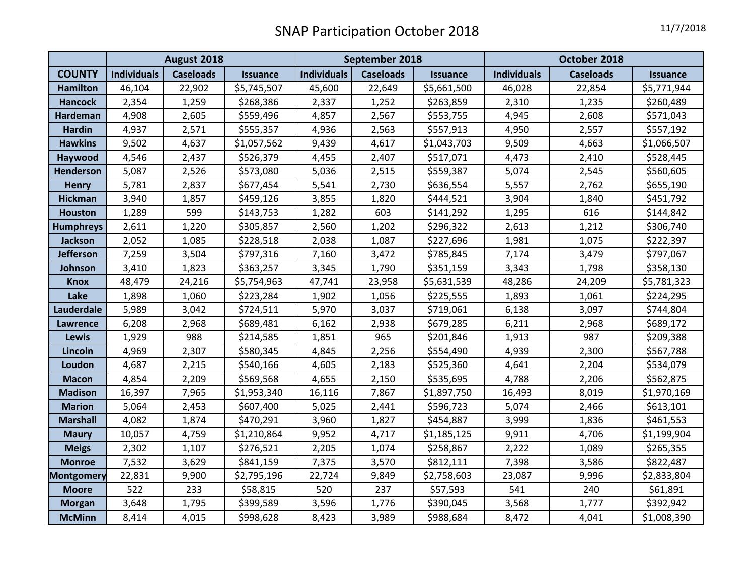# SNAP Participation October 2018

11/7/2018

| | August 2018 | | | September 2018 | | | October 2018 | | |
|---|---|---|---|---|---|---|---|---|---|
| **COUNTY** | **Individuals** | **Caseloads** | **Issuance** | **Individuals** | **Caseloads** | **Issuance** | **Individuals** | **Caseloads** | **Issuance** |
| **Hamilton** | 46,104 | 22,902 | $5,745,507 | 45,600 | 22,649 | $5,661,500 | 46,028 | 22,854 | $5,771,944 |
| **Hancock** | 2,354 | 1,259 | $268,386 | 2,337 | 1,252 | $263,859 | 2,310 | 1,235 | $260,489 |
| **Hardeman** | 4,908 | 2,605 | $559,496 | 4,857 | 2,567 | $553,755 | 4,945 | 2,608 | $571,043 |
| **Hardin** | 4,937 | 2,571 | $555,357 | 4,936 | 2,563 | $557,913 | 4,950 | 2,557 | $557,192 |
| **Hawkins** | 9,502 | 4,637 | $1,057,562 | 9,439 | 4,617 | $1,043,703 | 9,509 | 4,663 | $1,066,507 |
| **Haywood** | 4,546 | 2,437 | $526,379 | 4,455 | 2,407 | $517,071 | 4,473 | 2,410 | $528,445 |
| **Henderson** | 5,087 | 2,526 | $573,080 | 5,036 | 2,515 | $559,387 | 5,074 | 2,545 | $560,605 |
| **Henry** | 5,781 | 2,837 | $677,454 | 5,541 | 2,730 | $636,554 | 5,557 | 2,762 | $655,190 |
| **Hickman** | 3,940 | 1,857 | $459,126 | 3,855 | 1,820 | $444,521 | 3,904 | 1,840 | $451,792 |
| **Houston** | 1,289 | 599 | $143,753 | 1,282 | 603 | $141,292 | 1,295 | 616 | $144,842 |
| **Humphreys** | 2,611 | 1,220 | $305,857 | 2,560 | 1,202 | $296,322 | 2,613 | 1,212 | $306,740 |
| **Jackson** | 2,052 | 1,085 | $228,518 | 2,038 | 1,087 | $227,696 | 1,981 | 1,075 | $222,397 |
| **Jefferson** | 7,259 | 3,504 | $797,316 | 7,160 | 3,472 | $785,845 | 7,174 | 3,479 | $797,067 |
| **Johnson** | 3,410 | 1,823 | $363,257 | 3,345 | 1,790 | $351,159 | 3,343 | 1,798 | $358,130 |
| **Knox** | 48,479 | 24,216 | $5,754,963 | 47,741 | 23,958 | $5,631,539 | 48,286 | 24,209 | $5,781,323 |
| **Lake** | 1,898 | 1,060 | $223,284 | 1,902 | 1,056 | $225,555 | 1,893 | 1,061 | $224,295 |
| **Lauderdale** | 5,989 | 3,042 | $724,511 | 5,970 | 3,037 | $719,061 | 6,138 | 3,097 | $744,804 |
| **Lawrence** | 6,208 | 2,968 | $689,481 | 6,162 | 2,938 | $679,285 | 6,211 | 2,968 | $689,172 |
| **Lewis** | 1,929 | 988 | $214,585 | 1,851 | 965 | $201,846 | 1,913 | 987 | $209,388 |
| **Lincoln** | 4,969 | 2,307 | $580,345 | 4,845 | 2,256 | $554,490 | 4,939 | 2,300 | $567,788 |
| **Loudon** | 4,687 | 2,215 | $540,166 | 4,605 | 2,183 | $525,360 | 4,641 | 2,204 | $534,079 |
| **Macon** | 4,854 | 2,209 | $569,568 | 4,655 | 2,150 | $535,695 | 4,788 | 2,206 | $562,875 |
| **Madison** | 16,397 | 7,965 | $1,953,340 | 16,116 | 7,867 | $1,897,750 | 16,493 | 8,019 | $1,970,169 |
| **Marion** | 5,064 | 2,453 | $607,400 | 5,025 | 2,441 | $596,723 | 5,074 | 2,466 | $613,101 |
| **Marshall** | 4,082 | 1,874 | $470,291 | 3,960 | 1,827 | $454,887 | 3,999 | 1,836 | $461,553 |
| **Maury** | 10,057 | 4,759 | $1,210,864 | 9,952 | 4,717 | $1,185,125 | 9,911 | 4,706 | $1,199,904 |
| **Meigs** | 2,302 | 1,107 | $276,521 | 2,205 | 1,074 | $258,867 | 2,222 | 1,089 | $265,355 |
| **Monroe** | 7,532 | 3,629 | $841,159 | 7,375 | 3,570 | $812,111 | 7,398 | 3,586 | $822,487 |
| **Montgomery** | 22,831 | 9,900 | $2,795,196 | 22,724 | 9,849 | $2,758,603 | 23,087 | 9,996 | $2,833,804 |
| **Moore** | 522 | 233 | $58,815 | 520 | 237 | $57,593 | 541 | 240 | $61,891 |
| **Morgan** | 3,648 | 1,795 | $399,589 | 3,596 | 1,776 | $390,045 | 3,568 | 1,777 | $392,942 |
| **McMinn** | 8,414 | 4,015 | $998,628 | 8,423 | 3,989 | $988,684 | 8,472 | 4,041 | $1,008,390 |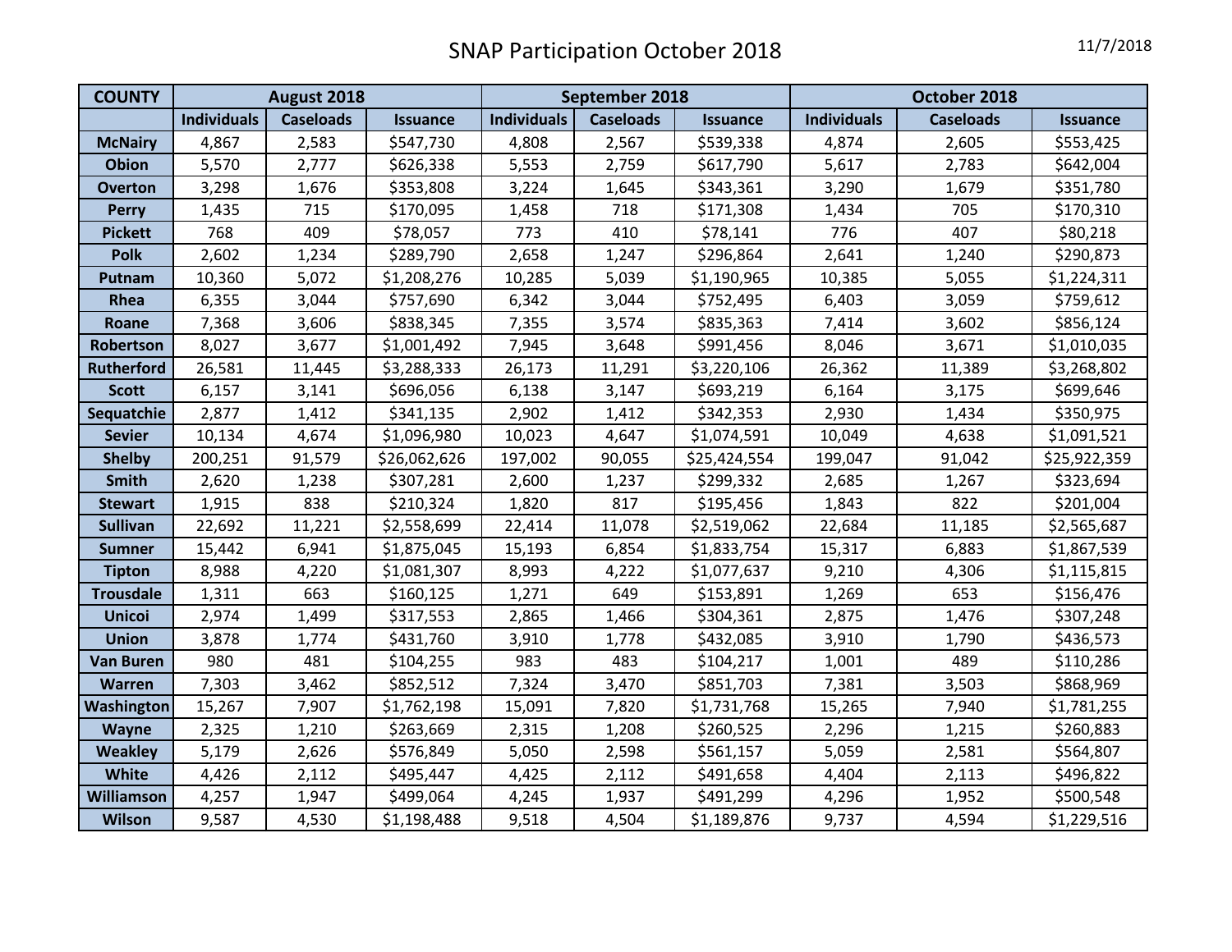# SNAP Participation October 2018

11/7/2018

| COUNTY | August 2018 | | | September 2018 | | | October 2018 | | |
|---|---|---|---|---|---|---|---|---|---|
| | Individuals | Caseloads | Issuance | Individuals | Caseloads | Issuance | Individuals | Caseloads | Issuance |
| McNairy | 4,867 | 2,583 | $547,730 | 4,808 | 2,567 | $539,338 | 4,874 | 2,605 | $553,425 |
| Obion | 5,570 | 2,777 | $626,338 | 5,553 | 2,759 | $617,790 | 5,617 | 2,783 | $642,004 |
| Overton | 3,298 | 1,676 | $353,808 | 3,224 | 1,645 | $343,361 | 3,290 | 1,679 | $351,780 |
| Perry | 1,435 | 715 | $170,095 | 1,458 | 718 | $171,308 | 1,434 | 705 | $170,310 |
| Pickett | 768 | 409 | $78,057 | 773 | 410 | $78,141 | 776 | 407 | $80,218 |
| Polk | 2,602 | 1,234 | $289,790 | 2,658 | 1,247 | $296,864 | 2,641 | 1,240 | $290,873 |
| Putnam | 10,360 | 5,072 | $1,208,276 | 10,285 | 5,039 | $1,190,965 | 10,385 | 5,055 | $1,224,311 |
| Rhea | 6,355 | 3,044 | $757,690 | 6,342 | 3,044 | $752,495 | 6,403 | 3,059 | $759,612 |
| Roane | 7,368 | 3,606 | $838,345 | 7,355 | 3,574 | $835,363 | 7,414 | 3,602 | $856,124 |
| Robertson | 8,027 | 3,677 | $1,001,492 | 7,945 | 3,648 | $991,456 | 8,046 | 3,671 | $1,010,035 |
| Rutherford | 26,581 | 11,445 | $3,288,333 | 26,173 | 11,291 | $3,220,106 | 26,362 | 11,389 | $3,268,802 |
| Scott | 6,157 | 3,141 | $696,056 | 6,138 | 3,147 | $693,219 | 6,164 | 3,175 | $699,646 |
| Sequatchie | 2,877 | 1,412 | $341,135 | 2,902 | 1,412 | $342,353 | 2,930 | 1,434 | $350,975 |
| Sevier | 10,134 | 4,674 | $1,096,980 | 10,023 | 4,647 | $1,074,591 | 10,049 | 4,638 | $1,091,521 |
| Shelby | 200,251 | 91,579 | $26,062,626 | 197,002 | 90,055 | $25,424,554 | 199,047 | 91,042 | $25,922,359 |
| Smith | 2,620 | 1,238 | $307,281 | 2,600 | 1,237 | $299,332 | 2,685 | 1,267 | $323,694 |
| Stewart | 1,915 | 838 | $210,324 | 1,820 | 817 | $195,456 | 1,843 | 822 | $201,004 |
| Sullivan | 22,692 | 11,221 | $2,558,699 | 22,414 | 11,078 | $2,519,062 | 22,684 | 11,185 | $2,565,687 |
| Sumner | 15,442 | 6,941 | $1,875,045 | 15,193 | 6,854 | $1,833,754 | 15,317 | 6,883 | $1,867,539 |
| Tipton | 8,988 | 4,220 | $1,081,307 | 8,993 | 4,222 | $1,077,637 | 9,210 | 4,306 | $1,115,815 |
| Trousdale | 1,311 | 663 | $160,125 | 1,271 | 649 | $153,891 | 1,269 | 653 | $156,476 |
| Unicoi | 2,974 | 1,499 | $317,553 | 2,865 | 1,466 | $304,361 | 2,875 | 1,476 | $307,248 |
| Union | 3,878 | 1,774 | $431,760 | 3,910 | 1,778 | $432,085 | 3,910 | 1,790 | $436,573 |
| Van Buren | 980 | 481 | $104,255 | 983 | 483 | $104,217 | 1,001 | 489 | $110,286 |
| Warren | 7,303 | 3,462 | $852,512 | 7,324 | 3,470 | $851,703 | 7,381 | 3,503 | $868,969 |
| Washington | 15,267 | 7,907 | $1,762,198 | 15,091 | 7,820 | $1,731,768 | 15,265 | 7,940 | $1,781,255 |
| Wayne | 2,325 | 1,210 | $263,669 | 2,315 | 1,208 | $260,525 | 2,296 | 1,215 | $260,883 |
| Weakley | 5,179 | 2,626 | $576,849 | 5,050 | 2,598 | $561,157 | 5,059 | 2,581 | $564,807 |
| White | 4,426 | 2,112 | $495,447 | 4,425 | 2,112 | $491,658 | 4,404 | 2,113 | $496,822 |
| Williamson | 4,257 | 1,947 | $499,064 | 4,245 | 1,937 | $491,299 | 4,296 | 1,952 | $500,548 |
| Wilson | 9,587 | 4,530 | $1,198,488 | 9,518 | 4,504 | $1,189,876 | 9,737 | 4,594 | $1,229,516 |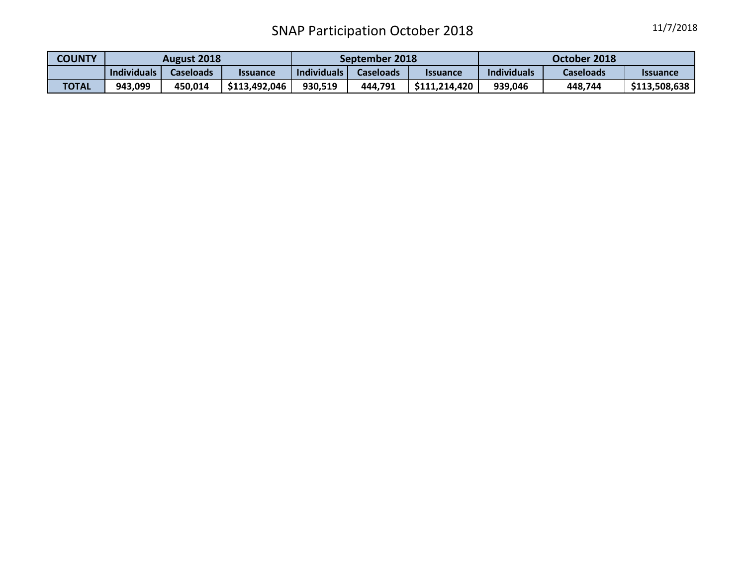# SNAP Participation October 2018

| COUNTY | August 2018 | | | September 2018 | | | October 2018 | | |
|---|---|---|---|---|---|---|---|---|---|
| | Individuals | Caseloads | Issuance | Individuals | Caseloads | Issuance | Individuals | Caseloads | Issuance |
| **TOTAL** | **943,099** | **450,014** | **$113,492,046** | **930,519** | **444,791** | **$111,214,420** | **939,046** | **448,744** | **$113,508,638** |